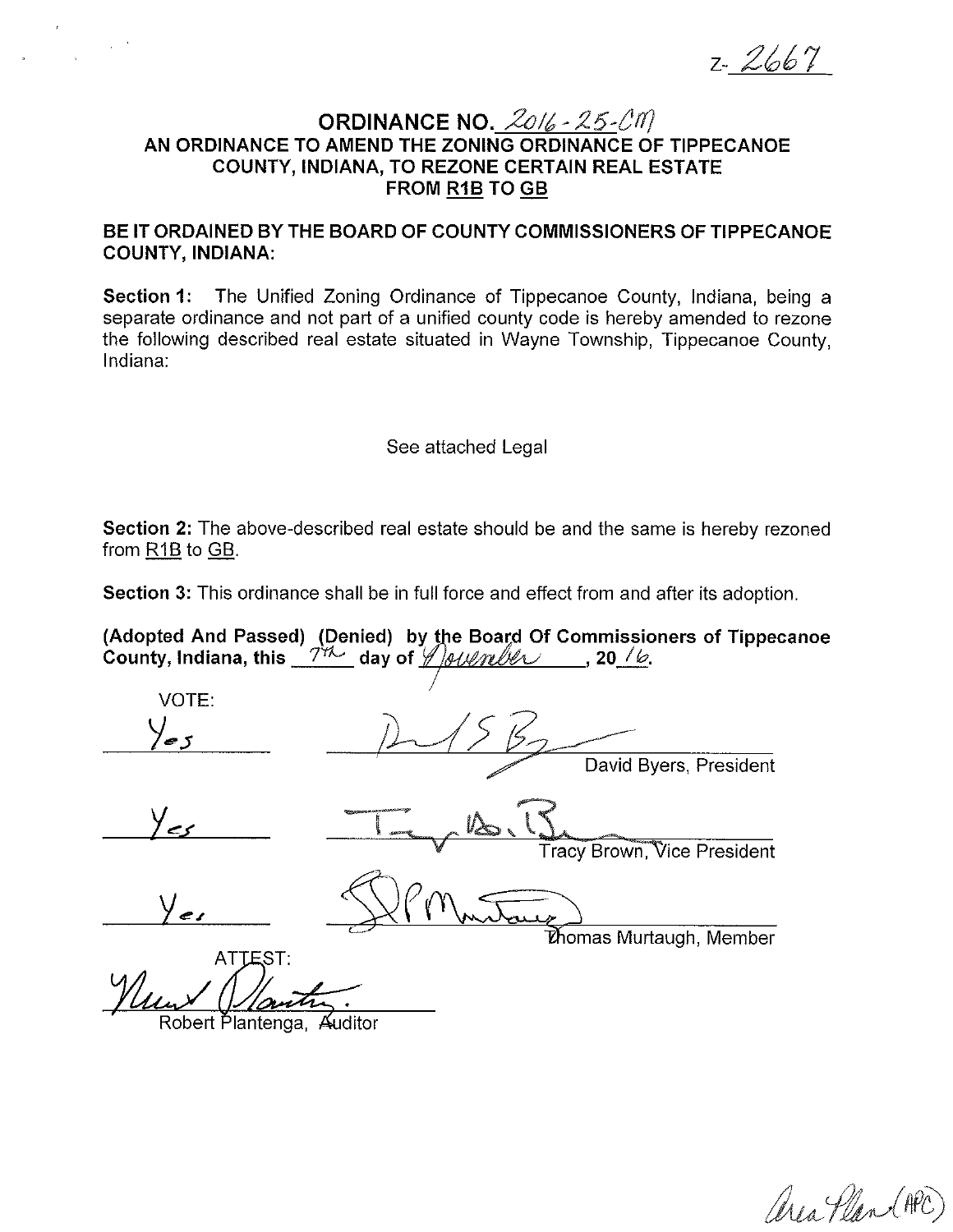Z-2667

# ORDINANCE NO. 2016-25-CM

## AN ORDINANCE TO AMEND THE ZONING ORDINANCE OF TIPPECANOE COUNTY, INDIANA, TO REZONE CERTAIN REAL ESTATE FROM R1B TO GB

**BE IT ORDAINED BY THE BOARD OF COUNTY COMMISSIONERS OF TIPPECANOE COUNTY, INDIANA:**

**Section 1:** The Unified Zoning Ordinance of Tippecanoe County, Indiana, being a separate ordinance and not part of a unified county code is hereby amended to rezone the following described real estate situated in Wayne Township, Tippecanoe County, Indiana:

See attached Legal

**Section 2:** The above-described real estate should be and the same is hereby rezoned from R1B to GB.

**Section 3:** This ordinance shall be in full force and effect from and after its adoption.

**(Adopted And Passed) (Denied) by the Board Of Commissioners of Tippecanoe County, Indiana, this 7th day of November, 2016.**

VOTE:

Yes ______________________ David Byers, President

Yes ______________________ Tracy Brown, Vice President

Yes ______________________ Thomas Murtaugh, Member

ATTEST:

______________________
Robert Plantenga, Auditor

Area Plan (APC)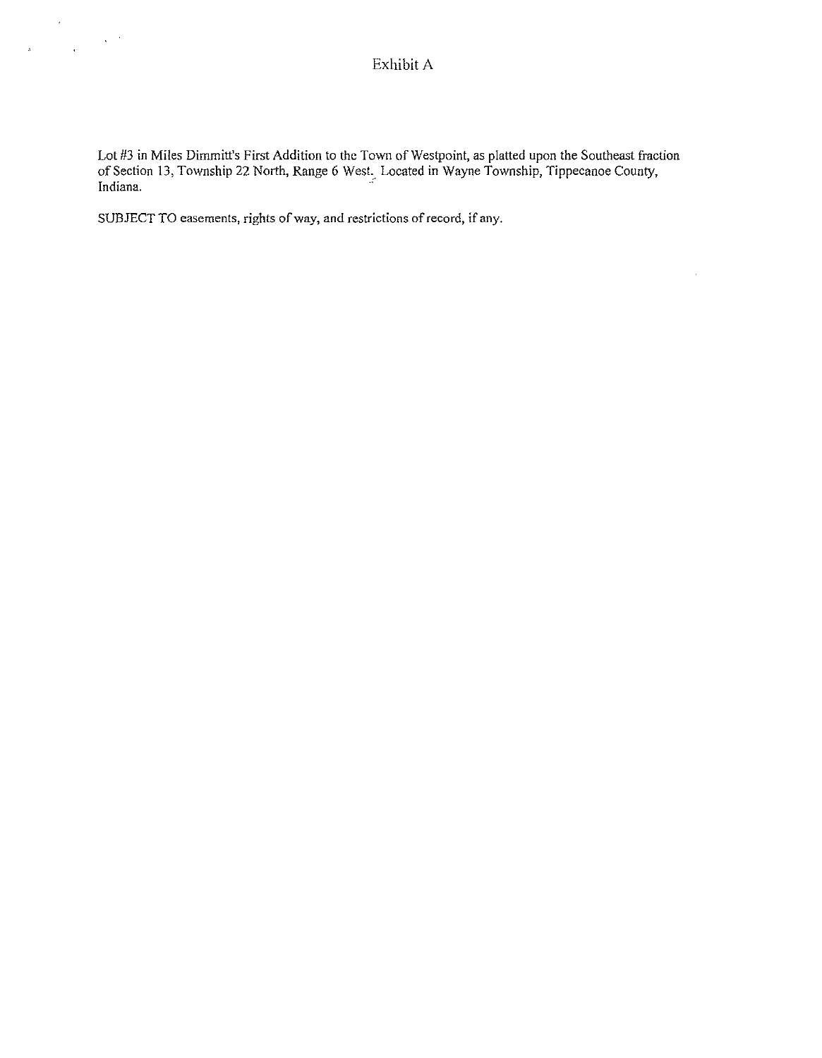# Exhibit A

Lot #3 in Miles Dimmitt's First Addition to the Town of Westpoint, as platted upon the Southeast fraction of Section 13, Township 22 North, Range 6 West. Located in Wayne Township, Tippecanoe County, Indiana.

SUBJECT TO easements, rights of way, and restrictions of record, if any.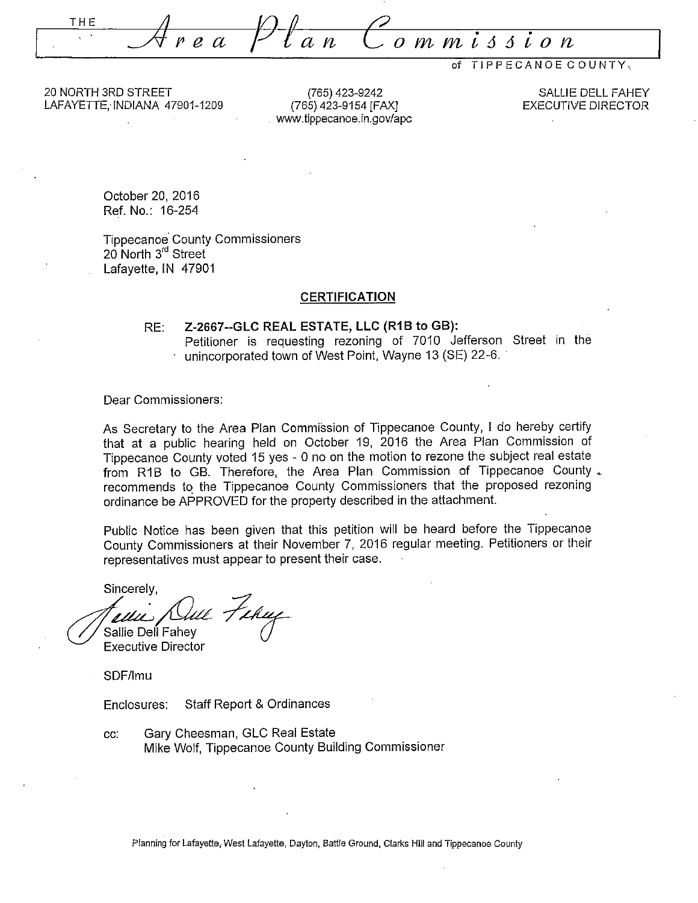THE *Area Plan Commission* of TIPPECANOE COUNTY

20 NORTH 3RD STREET
LAFAYETTE, INDIANA 47901-1209

(765) 423-9242
(765) 423-9154 [FAX]
www.tippecanoe.in.gov/apc

SALLIE DELL FAHEY
EXECUTIVE DIRECTOR

October 20, 2016
Ref. No.: 16-254

Tippecanoe County Commissioners
20 North 3rd Street
Lafayette, IN 47901

**CERTIFICATION**

RE: **Z-2667--GLC REAL ESTATE, LLC (R1B to GB):**
Petitioner is requesting rezoning of 7010 Jefferson Street in the unincorporated town of West Point, Wayne 13 (SE) 22-6.

Dear Commissioners:

As Secretary to the Area Plan Commission of Tippecanoe County, I do hereby certify that at a public hearing held on October 19, 2016 the Area Plan Commission of Tippecanoe County voted 15 yes - 0 no on the motion to rezone the subject real estate from R1B to GB. Therefore, the Area Plan Commission of Tippecanoe County recommends to the Tippecanoe County Commissioners that the proposed rezoning ordinance be APPROVED for the property described in the attachment.

Public Notice has been given that this petition will be heard before the Tippecanoe County Commissioners at their November 7, 2016 regular meeting. Petitioners or their representatives must appear to present their case.

Sincerely,

Sallie Dell Fahey
Executive Director

SDF/lmu

Enclosures: Staff Report & Ordinances

cc: Gary Cheesman, GLC Real Estate
Mike Wolf, Tippecanoe County Building Commissioner

Planning for Lafayette, West Lafayette, Dayton, Battle Ground, Clarks Hill and Tippecanoe County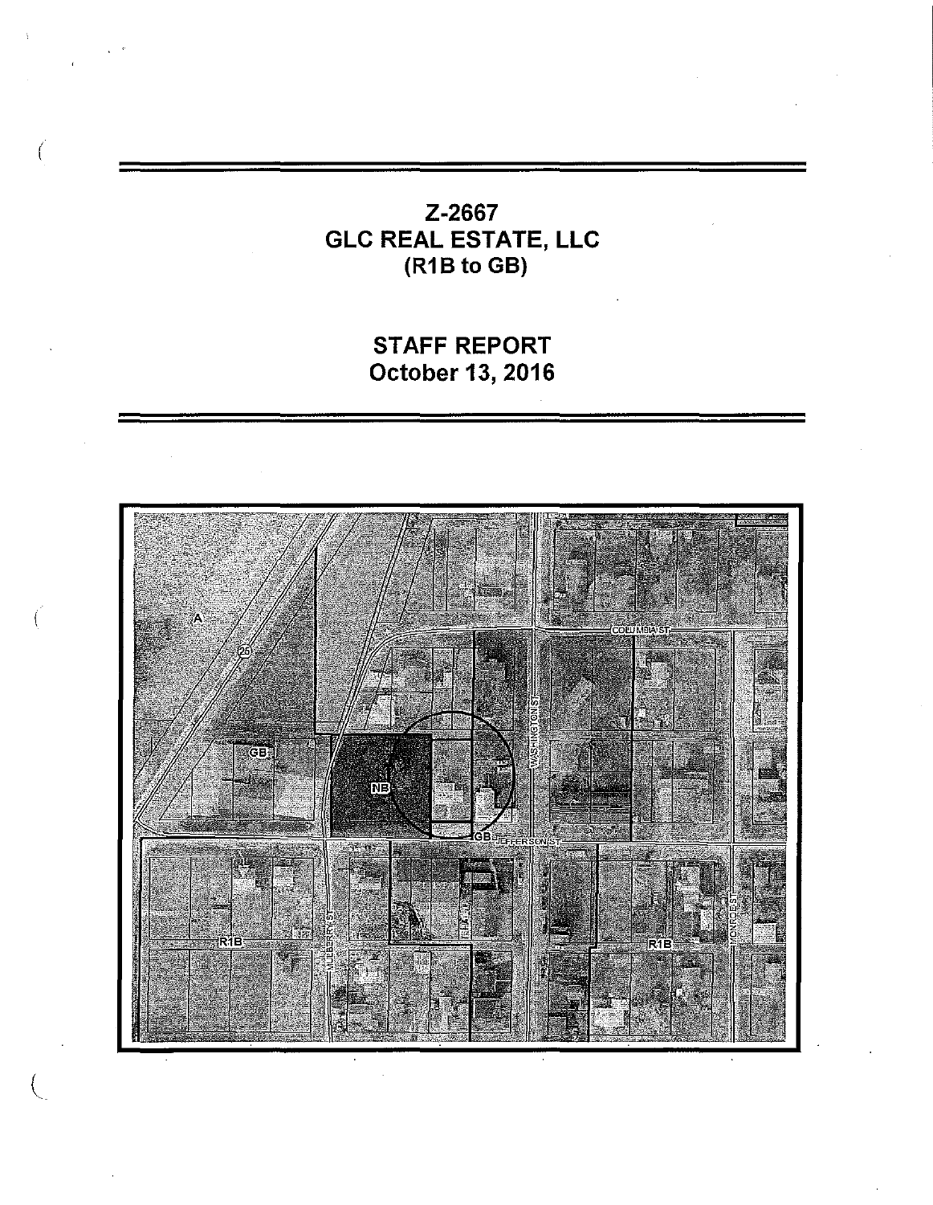# Z-2667
# GLC REAL ESTATE, LLC
# (R1B to GB)

## STAFF REPORT
## October 13, 2016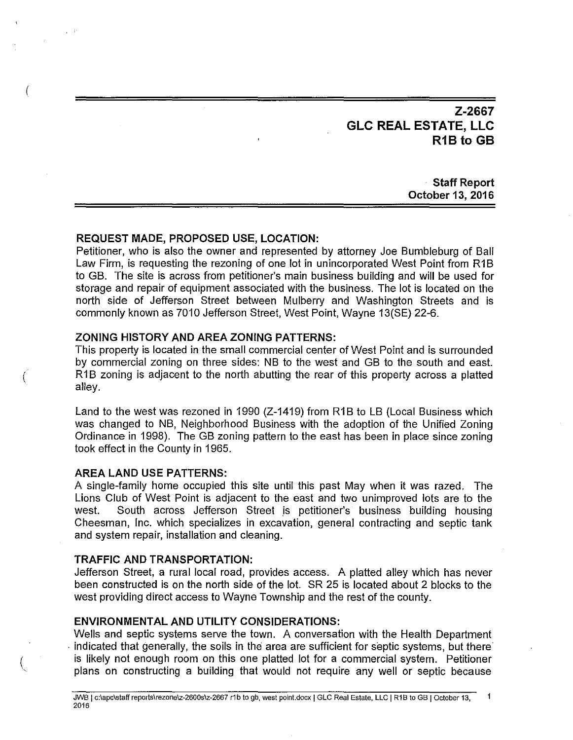# Z-2667
# GLC REAL ESTATE, LLC
# R1B to GB

**Staff Report**
**October 13, 2016**

## REQUEST MADE, PROPOSED USE, LOCATION:

Petitioner, who is also the owner and represented by attorney Joe Bumbleburg of Ball Law Firm, is requesting the rezoning of one lot in unincorporated West Point from R1B to GB. The site is across from petitioner's main business building and will be used for storage and repair of equipment associated with the business. The lot is located on the north side of Jefferson Street between Mulberry and Washington Streets and is commonly known as 7010 Jefferson Street, West Point, Wayne 13(SE) 22-6.

## ZONING HISTORY AND AREA ZONING PATTERNS:

This property is located in the small commercial center of West Point and is surrounded by commercial zoning on three sides: NB to the west and GB to the south and east. R1B zoning is adjacent to the north abutting the rear of this property across a platted alley.

Land to the west was rezoned in 1990 (Z-1419) from R1B to LB (Local Business which was changed to NB, Neighborhood Business with the adoption of the Unified Zoning Ordinance in 1998). The GB zoning pattern to the east has been in place since zoning took effect in the County in 1965.

## AREA LAND USE PATTERNS:

A single-family home occupied this site until this past May when it was razed. The Lions Club of West Point is adjacent to the east and two unimproved lots are to the west. South across Jefferson Street is petitioner's business building housing Cheesman, Inc. which specializes in excavation, general contracting and septic tank and system repair, installation and cleaning.

## TRAFFIC AND TRANSPORTATION:

Jefferson Street, a rural local road, provides access. A platted alley which has never been constructed is on the north side of the lot. SR 25 is located about 2 blocks to the west providing direct access to Wayne Township and the rest of the county.

## ENVIRONMENTAL AND UTILITY CONSIDERATIONS:

Wells and septic systems serve the town. A conversation with the Health Department indicated that generally, the soils in the area are sufficient for septic systems, but there is likely not enough room on this one platted lot for a commercial system. Petitioner plans on constructing a building that would not require any well or septic because